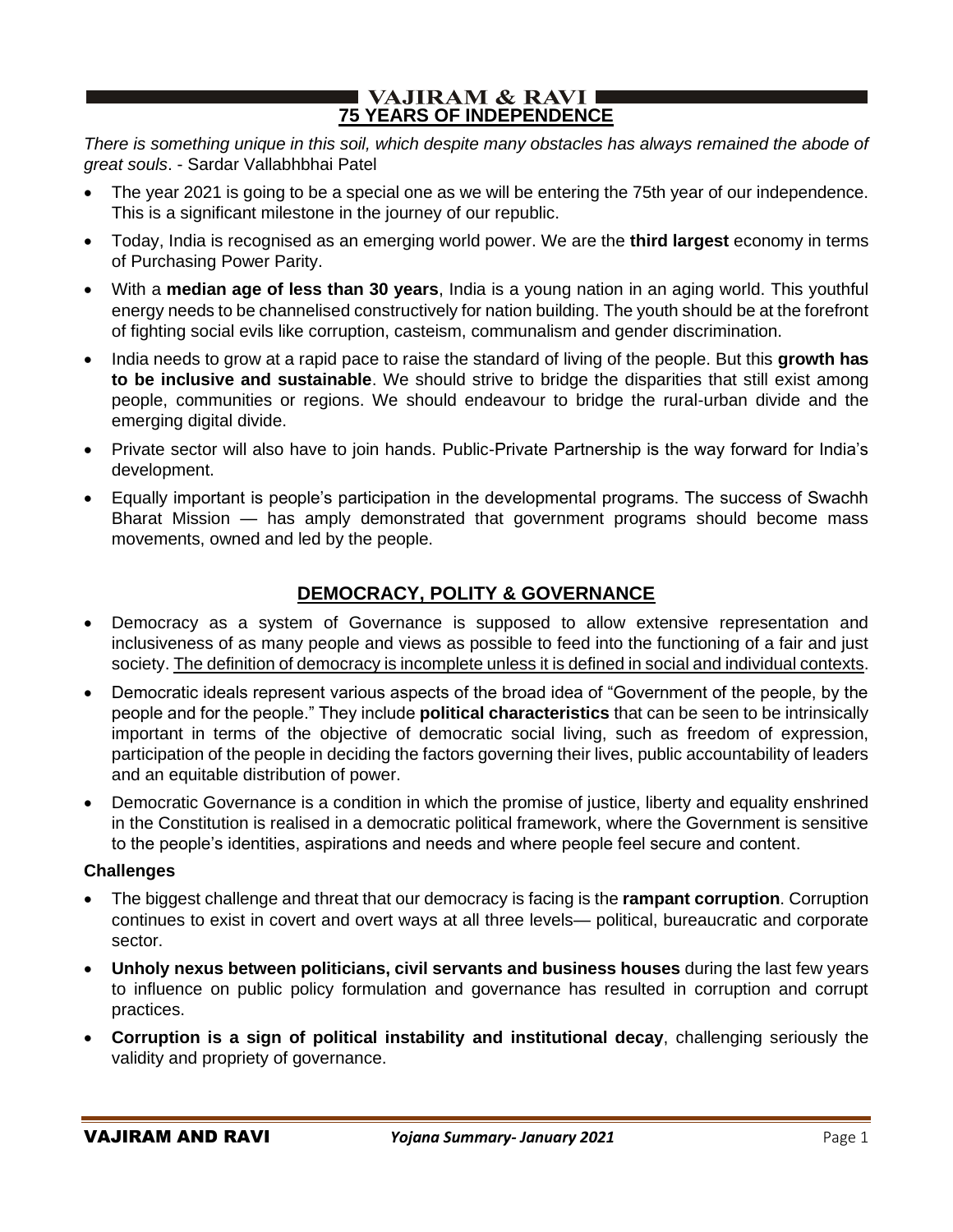# 75 YEARS OF INDEPENDENCE

*There is something unique in this soil, which despite many obstacles has always remained the abode of great souls*. - Sardar Vallabhbhai Patel

- The year 2021 is going to be a special one as we will be entering the 75th year of our independence. This is a significant milestone in the journey of our republic.
- Today, India is recognised as an emerging world power. We are the **third largest** economy in terms of Purchasing Power Parity.
- With a **median age of less than 30 years**, India is a young nation in an aging world. This youthful energy needs to be channelised constructively for nation building. The youth should be at the forefront of fighting social evils like corruption, casteism, communalism and gender discrimination.
- India needs to grow at a rapid pace to raise the standard of living of the people. But this **growth has to be inclusive and sustainable**. We should strive to bridge the disparities that still exist among people, communities or regions. We should endeavour to bridge the rural-urban divide and the emerging digital divide.
- Private sector will also have to join hands. Public-Private Partnership is the way forward for India's development.
- Equally important is people's participation in the developmental programs. The success of Swachh Bharat Mission — has amply demonstrated that government programs should become mass movements, owned and led by the people.

## DEMOCRACY, POLITY & GOVERNANCE

- Democracy as a system of Governance is supposed to allow extensive representation and inclusiveness of as many people and views as possible to feed into the functioning of a fair and just society. The definition of democracy is incomplete unless it is defined in social and individual contexts.
- Democratic ideals represent various aspects of the broad idea of "Government of the people, by the people and for the people." They include **political characteristics** that can be seen to be intrinsically important in terms of the objective of democratic social living, such as freedom of expression, participation of the people in deciding the factors governing their lives, public accountability of leaders and an equitable distribution of power.
- Democratic Governance is a condition in which the promise of justice, liberty and equality enshrined in the Constitution is realised in a democratic political framework, where the Government is sensitive to the people's identities, aspirations and needs and where people feel secure and content.

### Challenges

- The biggest challenge and threat that our democracy is facing is the **rampant corruption**. Corruption continues to exist in covert and overt ways at all three levels— political, bureaucratic and corporate sector.
- **Unholy nexus between politicians, civil servants and business houses** during the last few years to influence on public policy formulation and governance has resulted in corruption and corrupt practices.
- **Corruption is a sign of political instability and institutional decay**, challenging seriously the validity and propriety of governance.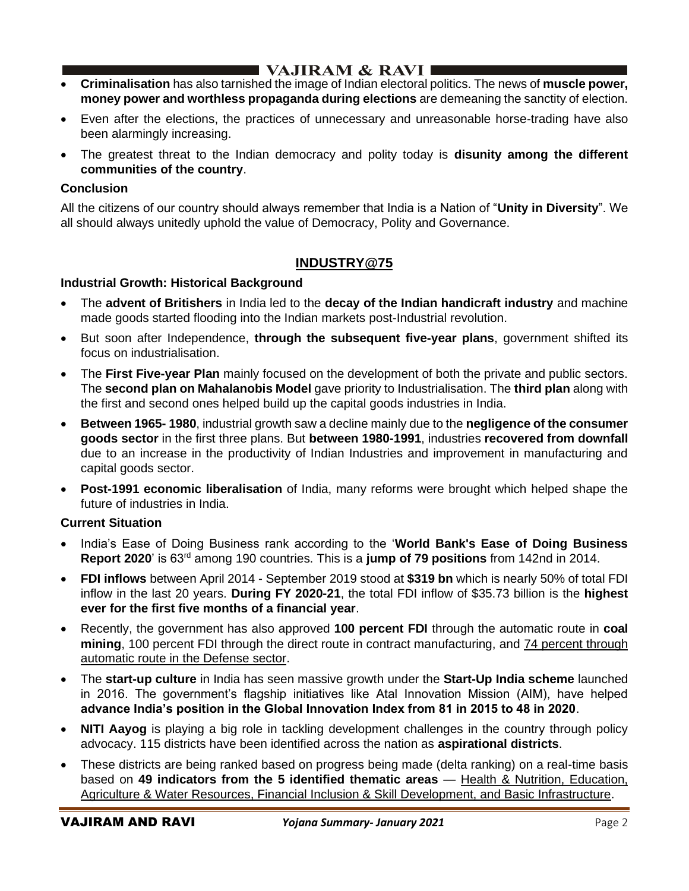- **Criminalisation** has also tarnished the image of Indian electoral politics. The news of **muscle power, money power and worthless propaganda during elections** are demeaning the sanctity of election.
- Even after the elections, the practices of unnecessary and unreasonable horse-trading have also been alarmingly increasing.
- The greatest threat to the Indian democracy and polity today is **disunity among the different communities of the country**.

**Conclusion**

All the citizens of our country should always remember that India is a Nation of "**Unity in Diversity**". We all should always unitedly uphold the value of Democracy, Polity and Governance.

## INDUSTRY@75

**Industrial Growth: Historical Background**

- The **advent of Britishers** in India led to the **decay of the Indian handicraft industry** and machine made goods started flooding into the Indian markets post-Industrial revolution.
- But soon after Independence, **through the subsequent five-year plans**, government shifted its focus on industrialisation.
- The **First Five-year Plan** mainly focused on the development of both the private and public sectors. The **second plan on Mahalanobis Model** gave priority to Industrialisation. The **third plan** along with the first and second ones helped build up the capital goods industries in India.
- **Between 1965- 1980**, industrial growth saw a decline mainly due to the **negligence of the consumer goods sector** in the first three plans. But **between 1980-1991**, industries **recovered from downfall** due to an increase in the productivity of Indian Industries and improvement in manufacturing and capital goods sector.
- **Post-1991 economic liberalisation** of India, many reforms were brought which helped shape the future of industries in India.

**Current Situation**

- India's Ease of Doing Business rank according to the '**World Bank's Ease of Doing Business Report 2020**' is 63rd among 190 countries. This is a **jump of 79 positions** from 142nd in 2014.
- **FDI inflows** between April 2014 - September 2019 stood at **$319 bn** which is nearly 50% of total FDI inflow in the last 20 years. **During FY 2020-21**, the total FDI inflow of $35.73 billion is the **highest ever for the first five months of a financial year**.
- Recently, the government has also approved **100 percent FDI** through the automatic route in **coal mining**, 100 percent FDI through the direct route in contract manufacturing, and 74 percent through automatic route in the Defense sector.
- The **start-up culture** in India has seen massive growth under the **Start-Up India scheme** launched in 2016. The government's flagship initiatives like Atal Innovation Mission (AIM), have helped **advance India's position in the Global Innovation Index from 81 in 2015 to 48 in 2020**.
- **NITI Aayog** is playing a big role in tackling development challenges in the country through policy advocacy. 115 districts have been identified across the nation as **aspirational districts**.
- These districts are being ranked based on progress being made (delta ranking) on a real-time basis based on **49 indicators from the 5 identified thematic areas** — Health & Nutrition, Education, Agriculture & Water Resources, Financial Inclusion & Skill Development, and Basic Infrastructure.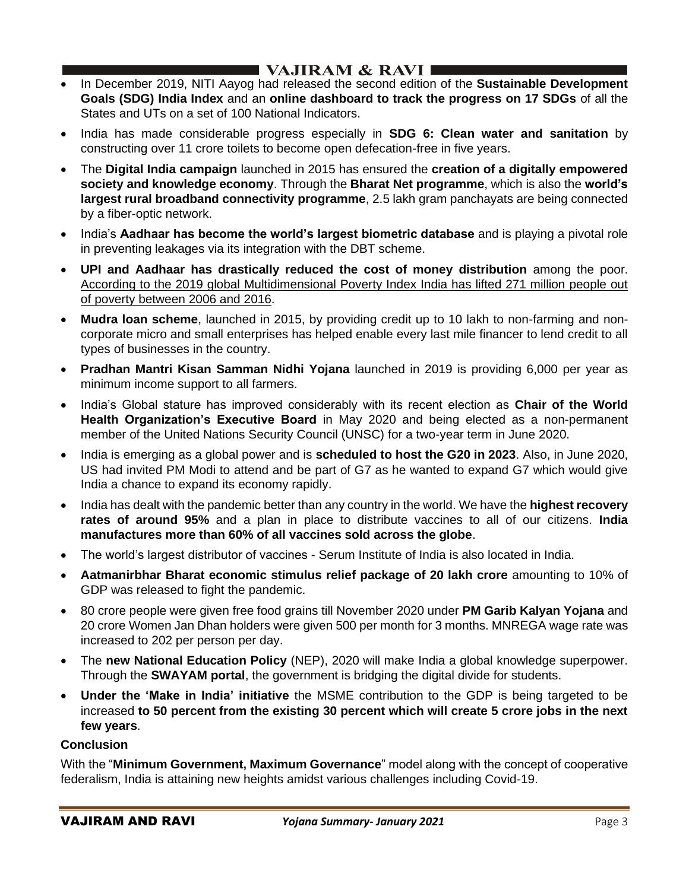- In December 2019, NITI Aayog had released the second edition of the **Sustainable Development Goals (SDG) India Index** and an **online dashboard to track the progress on 17 SDGs** of all the States and UTs on a set of 100 National Indicators.
- India has made considerable progress especially in **SDG 6: Clean water and sanitation** by constructing over 11 crore toilets to become open defecation-free in five years.
- The **Digital India campaign** launched in 2015 has ensured the **creation of a digitally empowered society and knowledge economy**. Through the **Bharat Net programme**, which is also the **world's largest rural broadband connectivity programme**, 2.5 lakh gram panchayats are being connected by a fiber-optic network.
- India's **Aadhaar has become the world's largest biometric database** and is playing a pivotal role in preventing leakages via its integration with the DBT scheme.
- **UPI and Aadhaar has drastically reduced the cost of money distribution** among the poor. According to the 2019 global Multidimensional Poverty Index India has lifted 271 million people out of poverty between 2006 and 2016.
- **Mudra loan scheme**, launched in 2015, by providing credit up to 10 lakh to non-farming and non-corporate micro and small enterprises has helped enable every last mile financer to lend credit to all types of businesses in the country.
- **Pradhan Mantri Kisan Samman Nidhi Yojana** launched in 2019 is providing 6,000 per year as minimum income support to all farmers.
- India's Global stature has improved considerably with its recent election as **Chair of the World Health Organization's Executive Board** in May 2020 and being elected as a non-permanent member of the United Nations Security Council (UNSC) for a two-year term in June 2020.
- India is emerging as a global power and is **scheduled to host the G20 in 2023**. Also, in June 2020, US had invited PM Modi to attend and be part of G7 as he wanted to expand G7 which would give India a chance to expand its economy rapidly.
- India has dealt with the pandemic better than any country in the world. We have the **highest recovery rates of around 95%** and a plan in place to distribute vaccines to all of our citizens. **India manufactures more than 60% of all vaccines sold across the globe**.
- The world's largest distributor of vaccines - Serum Institute of India is also located in India.
- **Aatmanirbhar Bharat economic stimulus relief package of 20 lakh crore** amounting to 10% of GDP was released to fight the pandemic.
- 80 crore people were given free food grains till November 2020 under **PM Garib Kalyan Yojana** and 20 crore Women Jan Dhan holders were given 500 per month for 3 months. MNREGA wage rate was increased to 202 per person per day.
- The **new National Education Policy** (NEP), 2020 will make India a global knowledge superpower. Through the **SWAYAM portal**, the government is bridging the digital divide for students.
- **Under the 'Make in India' initiative** the MSME contribution to the GDP is being targeted to be increased **to 50 percent from the existing 30 percent which will create 5 crore jobs in the next few years**.

**Conclusion**

With the "**Minimum Government, Maximum Governance**" model along with the concept of cooperative federalism, India is attaining new heights amidst various challenges including Covid-19.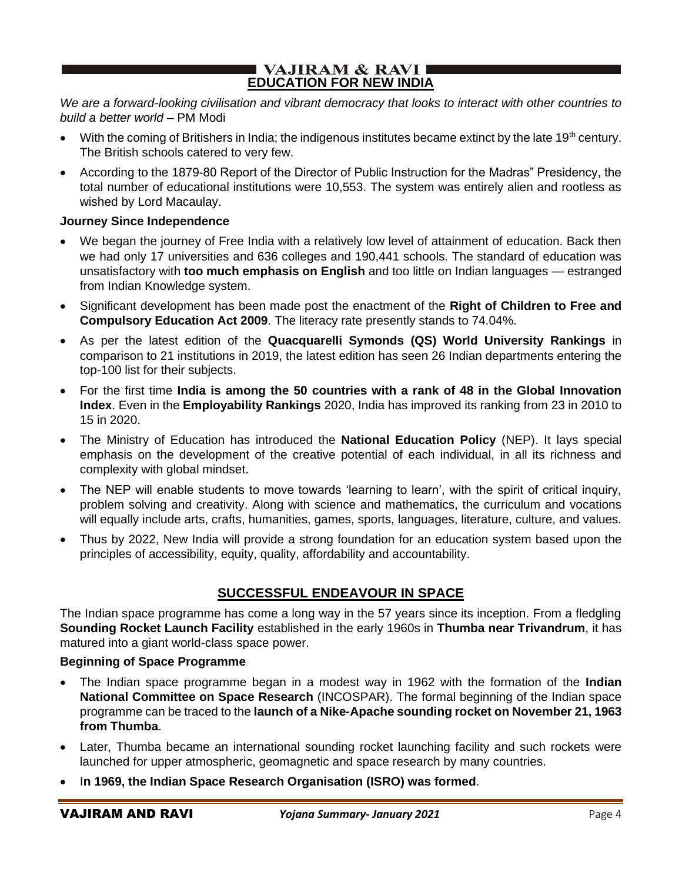## EDUCATION FOR NEW INDIA

*We are a forward-looking civilisation and vibrant democracy that looks to interact with other countries to build a better world* – PM Modi

- With the coming of Britishers in India; the indigenous institutes became extinct by the late 19th century. The British schools catered to very few.
- According to the 1879-80 Report of the Director of Public Instruction for the Madras" Presidency, the total number of educational institutions were 10,553. The system was entirely alien and rootless as wished by Lord Macaulay.

### Journey Since Independence

- We began the journey of Free India with a relatively low level of attainment of education. Back then we had only 17 universities and 636 colleges and 190,441 schools. The standard of education was unsatisfactory with **too much emphasis on English** and too little on Indian languages — estranged from Indian Knowledge system.
- Significant development has been made post the enactment of the **Right of Children to Free and Compulsory Education Act 2009**. The literacy rate presently stands to 74.04%.
- As per the latest edition of the **Quacquarelli Symonds (QS) World University Rankings** in comparison to 21 institutions in 2019, the latest edition has seen 26 Indian departments entering the top-100 list for their subjects.
- For the first time **India is among the 50 countries with a rank of 48 in the Global Innovation Index**. Even in the **Employability Rankings** 2020, India has improved its ranking from 23 in 2010 to 15 in 2020.
- The Ministry of Education has introduced the **National Education Policy** (NEP). It lays special emphasis on the development of the creative potential of each individual, in all its richness and complexity with global mindset.
- The NEP will enable students to move towards 'learning to learn', with the spirit of critical inquiry, problem solving and creativity. Along with science and mathematics, the curriculum and vocations will equally include arts, crafts, humanities, games, sports, languages, literature, culture, and values.
- Thus by 2022, New India will provide a strong foundation for an education system based upon the principles of accessibility, equity, quality, affordability and accountability.

## SUCCESSFUL ENDEAVOUR IN SPACE

The Indian space programme has come a long way in the 57 years since its inception. From a fledgling **Sounding Rocket Launch Facility** established in the early 1960s in **Thumba near Trivandrum**, it has matured into a giant world-class space power.

### Beginning of Space Programme

- The Indian space programme began in a modest way in 1962 with the formation of the **Indian National Committee on Space Research** (INCOSPAR). The formal beginning of the Indian space programme can be traced to the **launch of a Nike-Apache sounding rocket on November 21, 1963 from Thumba**.
- Later, Thumba became an international sounding rocket launching facility and such rockets were launched for upper atmospheric, geomagnetic and space research by many countries.
- **In 1969, the Indian Space Research Organisation (ISRO) was formed**.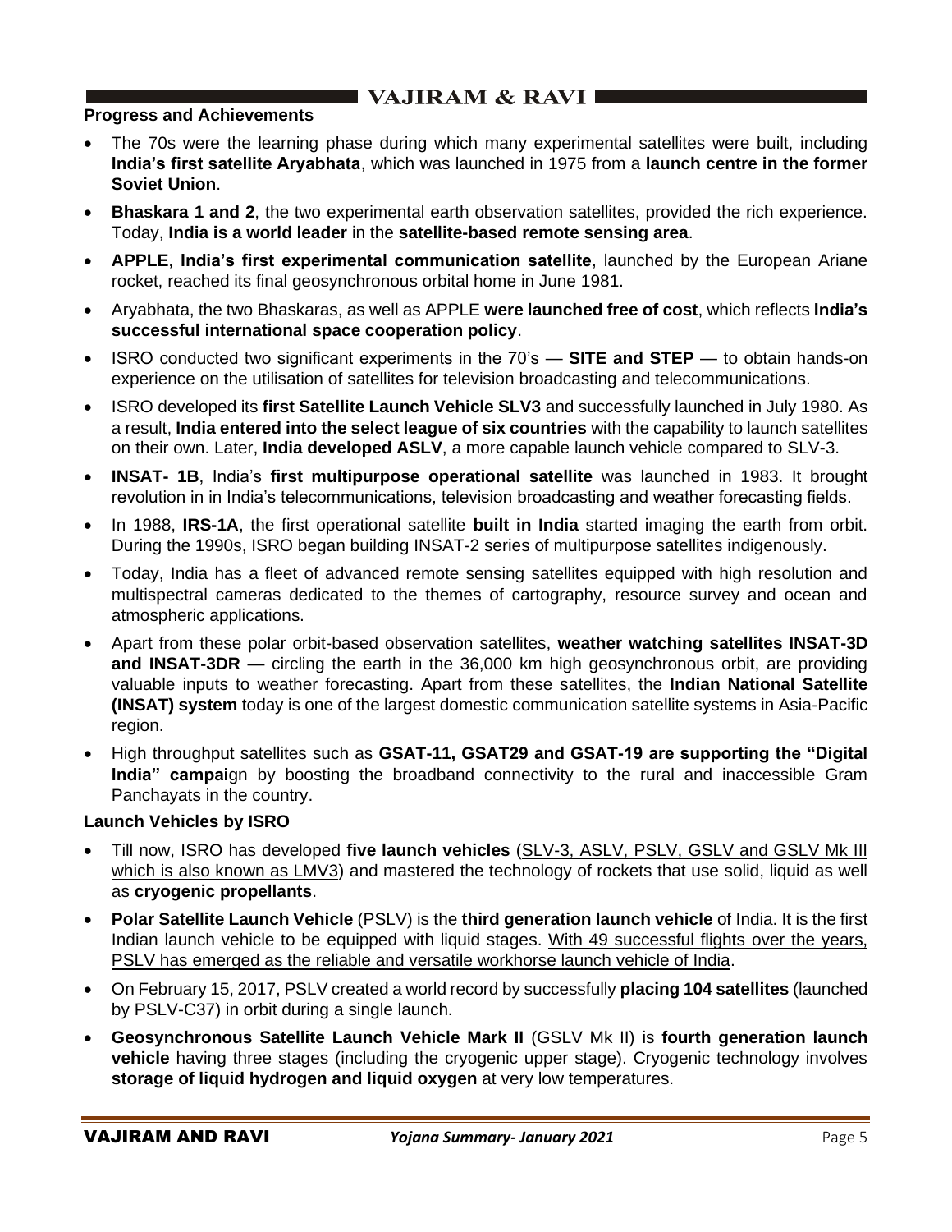## Progress and Achievements

- The 70s were the learning phase during which many experimental satellites were built, including **India's first satellite Aryabhata**, which was launched in 1975 from a **launch centre in the former Soviet Union**.
- **Bhaskara 1 and 2**, the two experimental earth observation satellites, provided the rich experience. Today, **India is a world leader** in the **satellite-based remote sensing area**.
- **APPLE**, **India's first experimental communication satellite**, launched by the European Ariane rocket, reached its final geosynchronous orbital home in June 1981.
- Aryabhata, the two Bhaskaras, as well as APPLE **were launched free of cost**, which reflects **India's successful international space cooperation policy**.
- ISRO conducted two significant experiments in the 70's — **SITE and STEP** — to obtain hands-on experience on the utilisation of satellites for television broadcasting and telecommunications.
- ISRO developed its **first Satellite Launch Vehicle SLV3** and successfully launched in July 1980. As a result, **India entered into the select league of six countries** with the capability to launch satellites on their own. Later, **India developed ASLV**, a more capable launch vehicle compared to SLV-3.
- **INSAT- 1B**, India's **first multipurpose operational satellite** was launched in 1983. It brought revolution in in India's telecommunications, television broadcasting and weather forecasting fields.
- In 1988, **IRS-1A**, the first operational satellite **built in India** started imaging the earth from orbit. During the 1990s, ISRO began building INSAT-2 series of multipurpose satellites indigenously.
- Today, India has a fleet of advanced remote sensing satellites equipped with high resolution and multispectral cameras dedicated to the themes of cartography, resource survey and ocean and atmospheric applications.
- Apart from these polar orbit-based observation satellites, **weather watching satellites INSAT-3D and INSAT-3DR** — circling the earth in the 36,000 km high geosynchronous orbit, are providing valuable inputs to weather forecasting. Apart from these satellites, the **Indian National Satellite (INSAT) system** today is one of the largest domestic communication satellite systems in Asia-Pacific region.
- High throughput satellites such as **GSAT-11, GSAT29 and GSAT-19 are supporting the "Digital India" campai**gn by boosting the broadband connectivity to the rural and inaccessible Gram Panchayats in the country.

## Launch Vehicles by ISRO

- Till now, ISRO has developed **five launch vehicles** (SLV-3, ASLV, PSLV, GSLV and GSLV Mk III which is also known as LMV3) and mastered the technology of rockets that use solid, liquid as well as **cryogenic propellants**.
- **Polar Satellite Launch Vehicle** (PSLV) is the **third generation launch vehicle** of India. It is the first Indian launch vehicle to be equipped with liquid stages. With 49 successful flights over the years, PSLV has emerged as the reliable and versatile workhorse launch vehicle of India.
- On February 15, 2017, PSLV created a world record by successfully **placing 104 satellites** (launched by PSLV-C37) in orbit during a single launch.
- **Geosynchronous Satellite Launch Vehicle Mark II** (GSLV Mk II) is **fourth generation launch vehicle** having three stages (including the cryogenic upper stage). Cryogenic technology involves **storage of liquid hydrogen and liquid oxygen** at very low temperatures.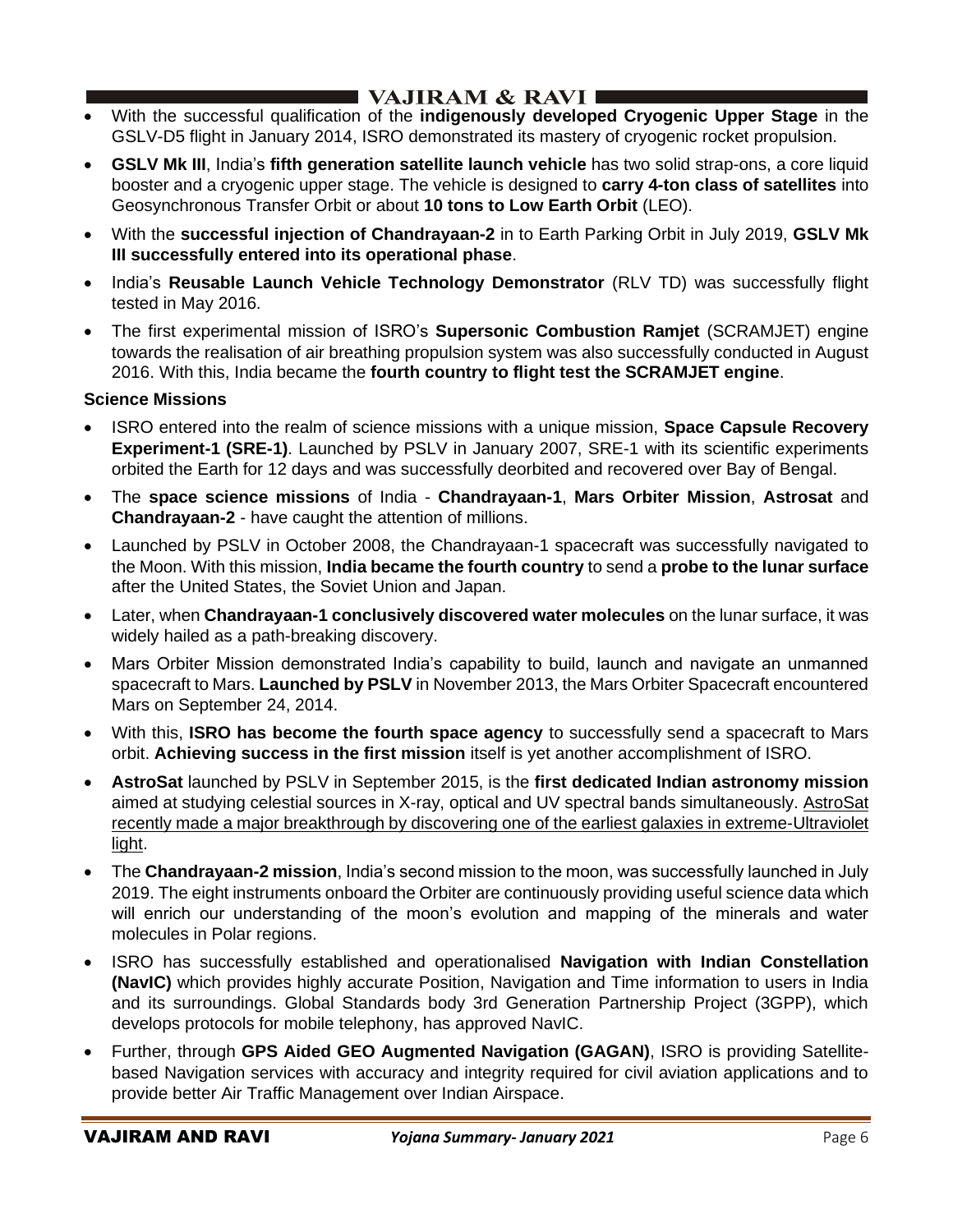- With the successful qualification of the **indigenously developed Cryogenic Upper Stage** in the GSLV-D5 flight in January 2014, ISRO demonstrated its mastery of cryogenic rocket propulsion.
- **GSLV Mk III**, India's **fifth generation satellite launch vehicle** has two solid strap-ons, a core liquid booster and a cryogenic upper stage. The vehicle is designed to **carry 4-ton class of satellites** into Geosynchronous Transfer Orbit or about **10 tons to Low Earth Orbit** (LEO).
- With the **successful injection of Chandrayaan-2** in to Earth Parking Orbit in July 2019, **GSLV Mk III successfully entered into its operational phase**.
- India's **Reusable Launch Vehicle Technology Demonstrator** (RLV TD) was successfully flight tested in May 2016.
- The first experimental mission of ISRO's **Supersonic Combustion Ramjet** (SCRAMJET) engine towards the realisation of air breathing propulsion system was also successfully conducted in August 2016. With this, India became the **fourth country to flight test the SCRAMJET engine**.

**Science Missions**

- ISRO entered into the realm of science missions with a unique mission, **Space Capsule Recovery Experiment-1 (SRE-1)**. Launched by PSLV in January 2007, SRE-1 with its scientific experiments orbited the Earth for 12 days and was successfully deorbited and recovered over Bay of Bengal.
- The **space science missions** of India - **Chandrayaan-1**, **Mars Orbiter Mission**, **Astrosat** and **Chandrayaan-2** - have caught the attention of millions.
- Launched by PSLV in October 2008, the Chandrayaan-1 spacecraft was successfully navigated to the Moon. With this mission, **India became the fourth country** to send a **probe to the lunar surface** after the United States, the Soviet Union and Japan.
- Later, when **Chandrayaan-1 conclusively discovered water molecules** on the lunar surface, it was widely hailed as a path-breaking discovery.
- Mars Orbiter Mission demonstrated India's capability to build, launch and navigate an unmanned spacecraft to Mars. **Launched by PSLV** in November 2013, the Mars Orbiter Spacecraft encountered Mars on September 24, 2014.
- With this, **ISRO has become the fourth space agency** to successfully send a spacecraft to Mars orbit. **Achieving success in the first mission** itself is yet another accomplishment of ISRO.
- **AstroSat** launched by PSLV in September 2015, is the **first dedicated Indian astronomy mission** aimed at studying celestial sources in X-ray, optical and UV spectral bands simultaneously. <u>AstroSat recently made a major breakthrough by discovering one of the earliest galaxies in extreme-Ultraviolet light</u>.
- The **Chandrayaan-2 mission**, India's second mission to the moon, was successfully launched in July 2019. The eight instruments onboard the Orbiter are continuously providing useful science data which will enrich our understanding of the moon's evolution and mapping of the minerals and water molecules in Polar regions.
- ISRO has successfully established and operationalised **Navigation with Indian Constellation (NavIC)** which provides highly accurate Position, Navigation and Time information to users in India and its surroundings. Global Standards body 3rd Generation Partnership Project (3GPP), which develops protocols for mobile telephony, has approved NavIC.
- Further, through **GPS Aided GEO Augmented Navigation (GAGAN)**, ISRO is providing Satellite-based Navigation services with accuracy and integrity required for civil aviation applications and to provide better Air Traffic Management over Indian Airspace.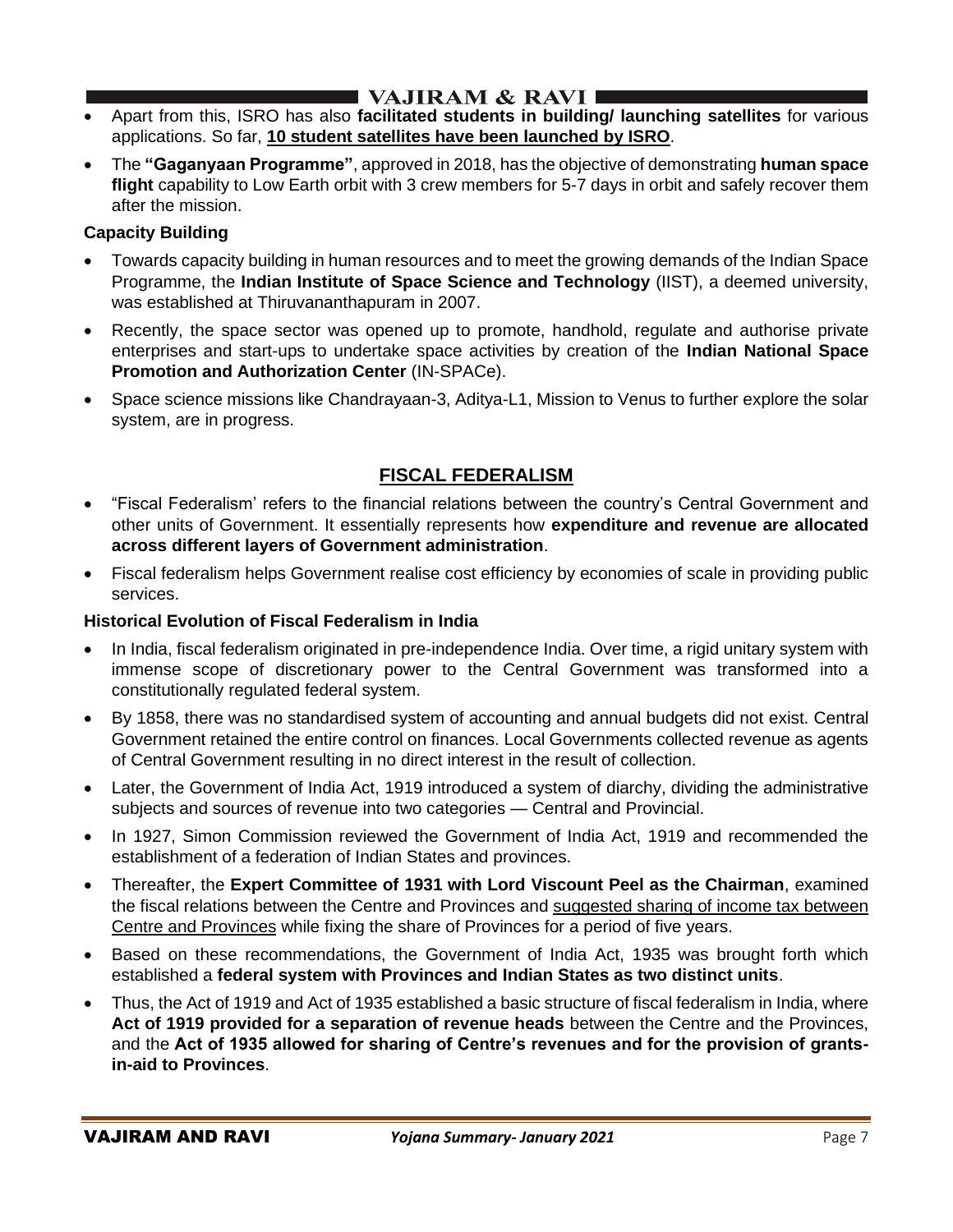- Apart from this, ISRO has also **facilitated students in building/ launching satellites** for various applications. So far, **10 student satellites have been launched by ISRO**.
- The **"Gaganyaan Programme"**, approved in 2018, has the objective of demonstrating **human space flight** capability to Low Earth orbit with 3 crew members for 5-7 days in orbit and safely recover them after the mission.

**Capacity Building**

- Towards capacity building in human resources and to meet the growing demands of the Indian Space Programme, the **Indian Institute of Space Science and Technology** (IIST), a deemed university, was established at Thiruvananthapuram in 2007.
- Recently, the space sector was opened up to promote, handhold, regulate and authorise private enterprises and start-ups to undertake space activities by creation of the **Indian National Space Promotion and Authorization Center** (IN-SPACe).
- Space science missions like Chandrayaan-3, Aditya-L1, Mission to Venus to further explore the solar system, are in progress.

## FISCAL FEDERALISM

- "Fiscal Federalism' refers to the financial relations between the country's Central Government and other units of Government. It essentially represents how **expenditure and revenue are allocated across different layers of Government administration**.
- Fiscal federalism helps Government realise cost efficiency by economies of scale in providing public services.

**Historical Evolution of Fiscal Federalism in India**

- In India, fiscal federalism originated in pre-independence India. Over time, a rigid unitary system with immense scope of discretionary power to the Central Government was transformed into a constitutionally regulated federal system.
- By 1858, there was no standardised system of accounting and annual budgets did not exist. Central Government retained the entire control on finances. Local Governments collected revenue as agents of Central Government resulting in no direct interest in the result of collection.
- Later, the Government of India Act, 1919 introduced a system of diarchy, dividing the administrative subjects and sources of revenue into two categories — Central and Provincial.
- In 1927, Simon Commission reviewed the Government of India Act, 1919 and recommended the establishment of a federation of Indian States and provinces.
- Thereafter, the **Expert Committee of 1931 with Lord Viscount Peel as the Chairman**, examined the fiscal relations between the Centre and Provinces and suggested sharing of income tax between Centre and Provinces while fixing the share of Provinces for a period of five years.
- Based on these recommendations, the Government of India Act, 1935 was brought forth which established a **federal system with Provinces and Indian States as two distinct units**.
- Thus, the Act of 1919 and Act of 1935 established a basic structure of fiscal federalism in India, where **Act of 1919 provided for a separation of revenue heads** between the Centre and the Provinces, and the **Act of 1935 allowed for sharing of Centre's revenues and for the provision of grants-in-aid to Provinces**.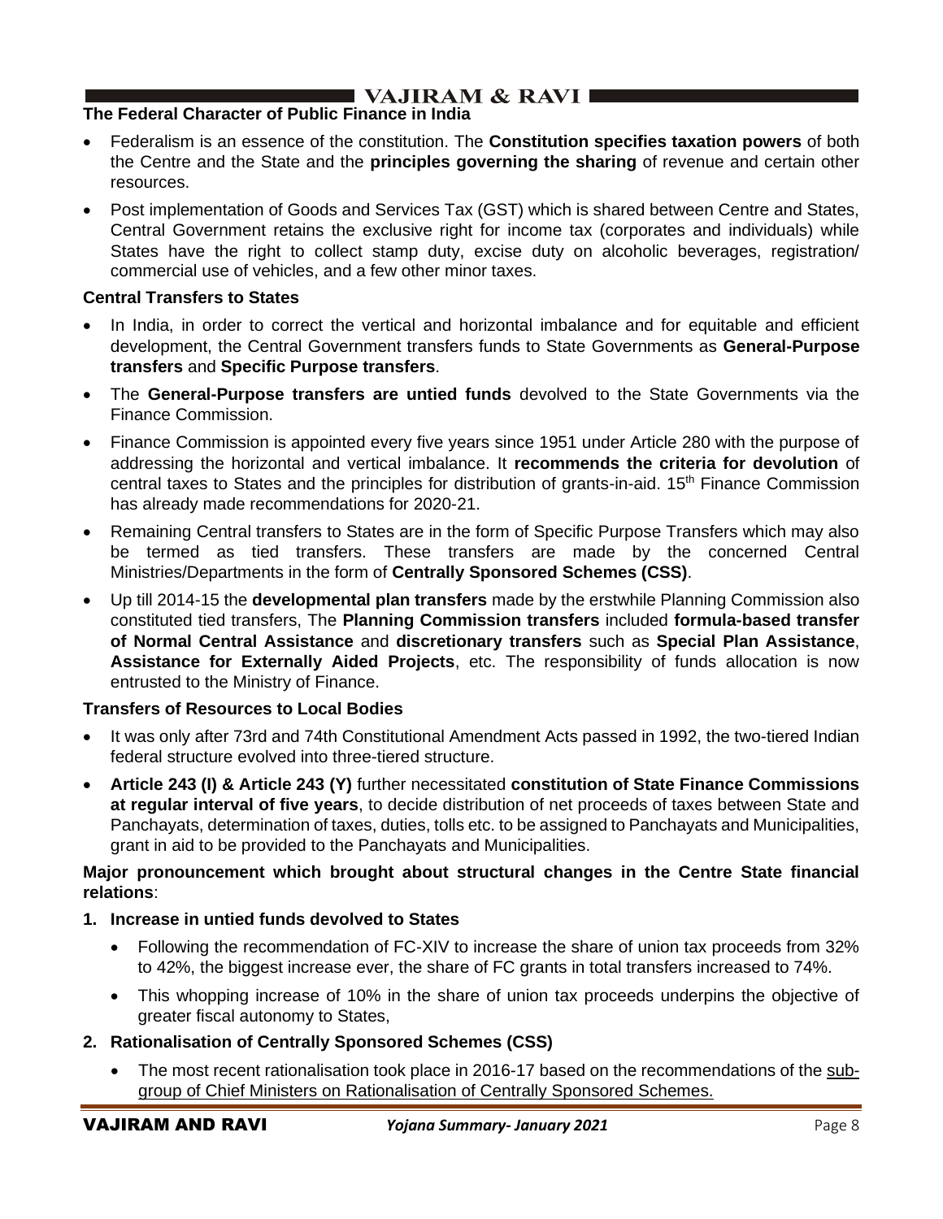## The Federal Character of Public Finance in India

- Federalism is an essence of the constitution. The **Constitution specifies taxation powers** of both the Centre and the State and the **principles governing the sharing** of revenue and certain other resources.
- Post implementation of Goods and Services Tax (GST) which is shared between Centre and States, Central Government retains the exclusive right for income tax (corporates and individuals) while States have the right to collect stamp duty, excise duty on alcoholic beverages, registration/ commercial use of vehicles, and a few other minor taxes.

### Central Transfers to States

- In India, in order to correct the vertical and horizontal imbalance and for equitable and efficient development, the Central Government transfers funds to State Governments as **General-Purpose transfers** and **Specific Purpose transfers**.
- The **General-Purpose transfers are untied funds** devolved to the State Governments via the Finance Commission.
- Finance Commission is appointed every five years since 1951 under Article 280 with the purpose of addressing the horizontal and vertical imbalance. It **recommends the criteria for devolution** of central taxes to States and the principles for distribution of grants-in-aid. 15th Finance Commission has already made recommendations for 2020-21.
- Remaining Central transfers to States are in the form of Specific Purpose Transfers which may also be termed as tied transfers. These transfers are made by the concerned Central Ministries/Departments in the form of **Centrally Sponsored Schemes (CSS)**.
- Up till 2014-15 the **developmental plan transfers** made by the erstwhile Planning Commission also constituted tied transfers, The **Planning Commission transfers** included **formula-based transfer of Normal Central Assistance** and **discretionary transfers** such as **Special Plan Assistance**, **Assistance for Externally Aided Projects**, etc. The responsibility of funds allocation is now entrusted to the Ministry of Finance.

### Transfers of Resources to Local Bodies

- It was only after 73rd and 74th Constitutional Amendment Acts passed in 1992, the two-tiered Indian federal structure evolved into three-tiered structure.
- **Article 243 (I) & Article 243 (Y)** further necessitated **constitution of State Finance Commissions at regular interval of five years**, to decide distribution of net proceeds of taxes between State and Panchayats, determination of taxes, duties, tolls etc. to be assigned to Panchayats and Municipalities, grant in aid to be provided to the Panchayats and Municipalities.

**Major pronouncement which brought about structural changes in the Centre State financial relations**:

1. **Increase in untied funds devolved to States**
    - Following the recommendation of FC-XIV to increase the share of union tax proceeds from 32% to 42%, the biggest increase ever, the share of FC grants in total transfers increased to 74%.
    - This whopping increase of 10% in the share of union tax proceeds underpins the objective of greater fiscal autonomy to States,
2. **Rationalisation of Centrally Sponsored Schemes (CSS)**
    - The most recent rationalisation took place in 2016-17 based on the recommendations of the sub-group of Chief Ministers on Rationalisation of Centrally Sponsored Schemes.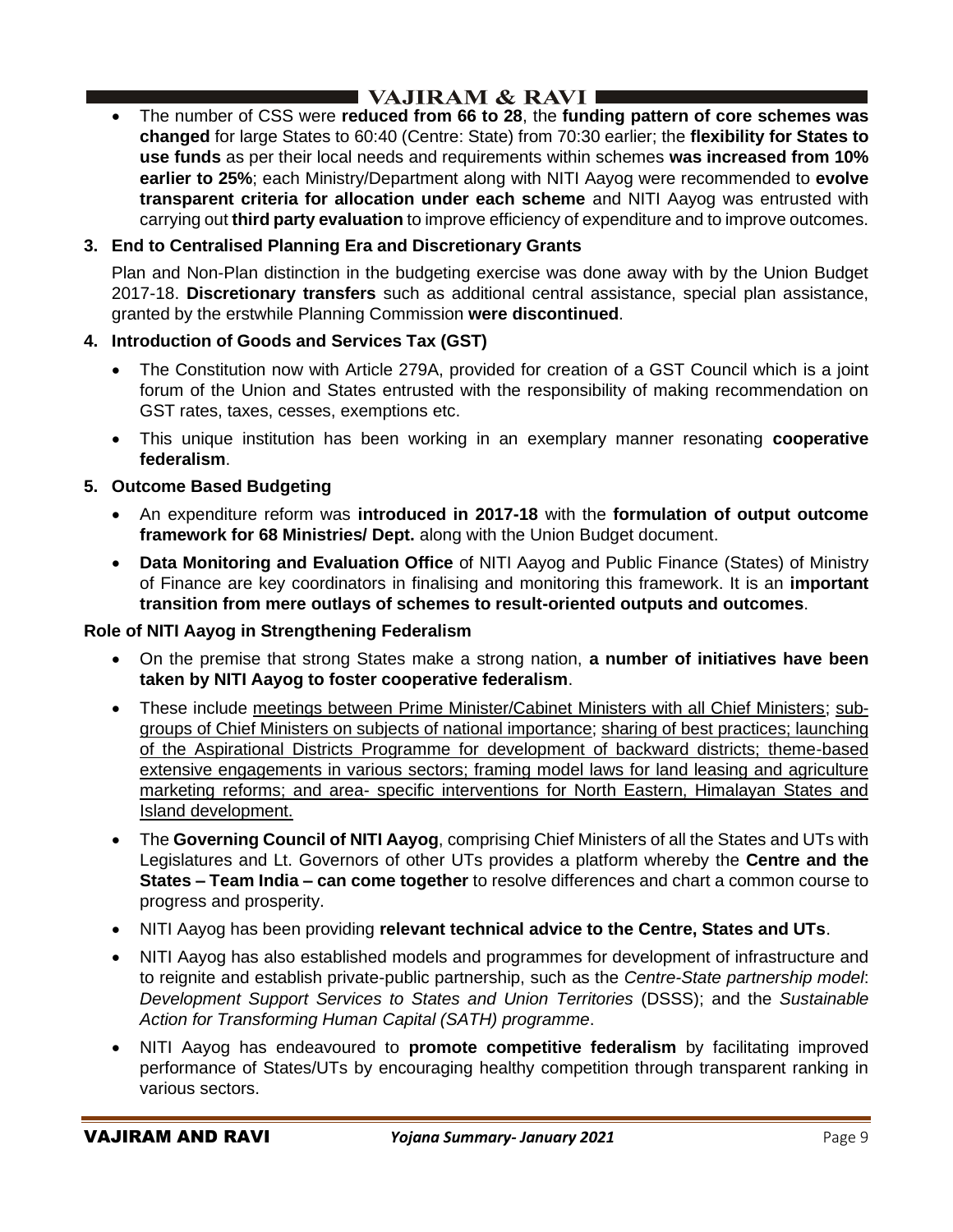- The number of CSS were **reduced from 66 to 28**, the **funding pattern of core schemes was changed** for large States to 60:40 (Centre: State) from 70:30 earlier; the **flexibility for States to use funds** as per their local needs and requirements within schemes **was increased from 10% earlier to 25%**; each Ministry/Department along with NITI Aayog were recommended to **evolve transparent criteria for allocation under each scheme** and NITI Aayog was entrusted with carrying out **third party evaluation** to improve efficiency of expenditure and to improve outcomes.

**3. End to Centralised Planning Era and Discretionary Grants**

Plan and Non-Plan distinction in the budgeting exercise was done away with by the Union Budget 2017-18. **Discretionary transfers** such as additional central assistance, special plan assistance, granted by the erstwhile Planning Commission **were discontinued**.

**4. Introduction of Goods and Services Tax (GST)**

- The Constitution now with Article 279A, provided for creation of a GST Council which is a joint forum of the Union and States entrusted with the responsibility of making recommendation on GST rates, taxes, cesses, exemptions etc.
- This unique institution has been working in an exemplary manner resonating **cooperative federalism**.

**5. Outcome Based Budgeting**

- An expenditure reform was **introduced in 2017-18** with the **formulation of output outcome framework for 68 Ministries/ Dept.** along with the Union Budget document.
- **Data Monitoring and Evaluation Office** of NITI Aayog and Public Finance (States) of Ministry of Finance are key coordinators in finalising and monitoring this framework. It is an **important transition from mere outlays of schemes to result-oriented outputs and outcomes**.

**Role of NITI Aayog in Strengthening Federalism**

- On the premise that strong States make a strong nation, **a number of initiatives have been taken by NITI Aayog to foster cooperative federalism**.
- These include meetings between Prime Minister/Cabinet Ministers with all Chief Ministers; sub-groups of Chief Ministers on subjects of national importance; sharing of best practices; launching of the Aspirational Districts Programme for development of backward districts; theme-based extensive engagements in various sectors; framing model laws for land leasing and agriculture marketing reforms; and area- specific interventions for North Eastern, Himalayan States and Island development.
- The **Governing Council of NITI Aayog**, comprising Chief Ministers of all the States and UTs with Legislatures and Lt. Governors of other UTs provides a platform whereby the **Centre and the States – Team India – can come together** to resolve differences and chart a common course to progress and prosperity.
- NITI Aayog has been providing **relevant technical advice to the Centre, States and UTs**.
- NITI Aayog has also established models and programmes for development of infrastructure and to reignite and establish private-public partnership, such as the *Centre-State partnership model*: *Development Support Services to States and Union Territories* (DSSS); and the *Sustainable Action for Transforming Human Capital (SATH) programme*.
- NITI Aayog has endeavoured to **promote competitive federalism** by facilitating improved performance of States/UTs by encouraging healthy competition through transparent ranking in various sectors.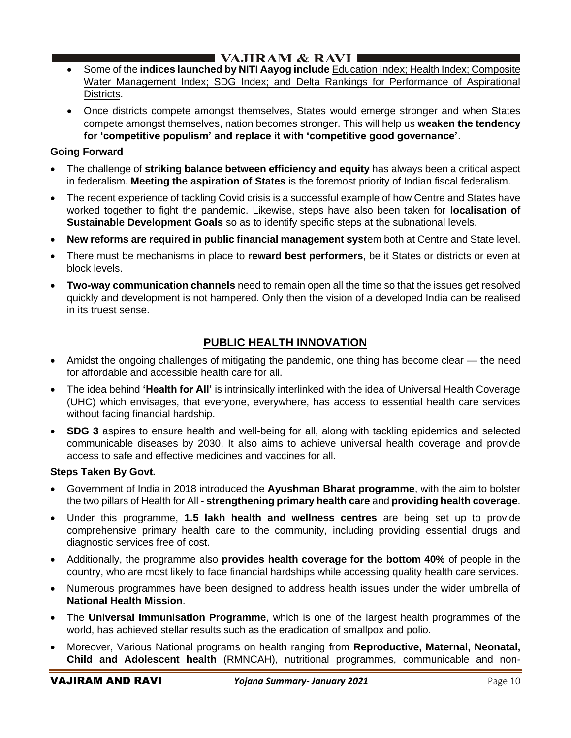- Some of the **indices launched by NITI Aayog include** Education Index; Health Index; Composite Water Management Index; SDG Index; and Delta Rankings for Performance of Aspirational Districts.
- Once districts compete amongst themselves, States would emerge stronger and when States compete amongst themselves, nation becomes stronger. This will help us **weaken the tendency for 'competitive populism' and replace it with 'competitive good governance'**.

**Going Forward**

- The challenge of **striking balance between efficiency and equity** has always been a critical aspect in federalism. **Meeting the aspiration of States** is the foremost priority of Indian fiscal federalism.
- The recent experience of tackling Covid crisis is a successful example of how Centre and States have worked together to fight the pandemic. Likewise, steps have also been taken for **localisation of Sustainable Development Goals** so as to identify specific steps at the subnational levels.
- **New reforms are required in public financial management syst**em both at Centre and State level.
- There must be mechanisms in place to **reward best performers**, be it States or districts or even at block levels.
- **Two-way communication channels** need to remain open all the time so that the issues get resolved quickly and development is not hampered. Only then the vision of a developed India can be realised in its truest sense.

## PUBLIC HEALTH INNOVATION

- Amidst the ongoing challenges of mitigating the pandemic, one thing has become clear — the need for affordable and accessible health care for all.
- The idea behind **'Health for All'** is intrinsically interlinked with the idea of Universal Health Coverage (UHC) which envisages, that everyone, everywhere, has access to essential health care services without facing financial hardship.
- **SDG 3** aspires to ensure health and well-being for all, along with tackling epidemics and selected communicable diseases by 2030. It also aims to achieve universal health coverage and provide access to safe and effective medicines and vaccines for all.

**Steps Taken By Govt.**

- Government of India in 2018 introduced the **Ayushman Bharat programme**, with the aim to bolster the two pillars of Health for All - **strengthening primary health care** and **providing health coverage**.
- Under this programme, **1.5 lakh health and wellness centres** are being set up to provide comprehensive primary health care to the community, including providing essential drugs and diagnostic services free of cost.
- Additionally, the programme also **provides health coverage for the bottom 40%** of people in the country, who are most likely to face financial hardships while accessing quality health care services.
- Numerous programmes have been designed to address health issues under the wider umbrella of **National Health Mission**.
- The **Universal Immunisation Programme**, which is one of the largest health programmes of the world, has achieved stellar results such as the eradication of smallpox and polio.
- Moreover, Various National programs on health ranging from **Reproductive, Maternal, Neonatal, Child and Adolescent health** (RMNCAH), nutritional programmes, communicable and non-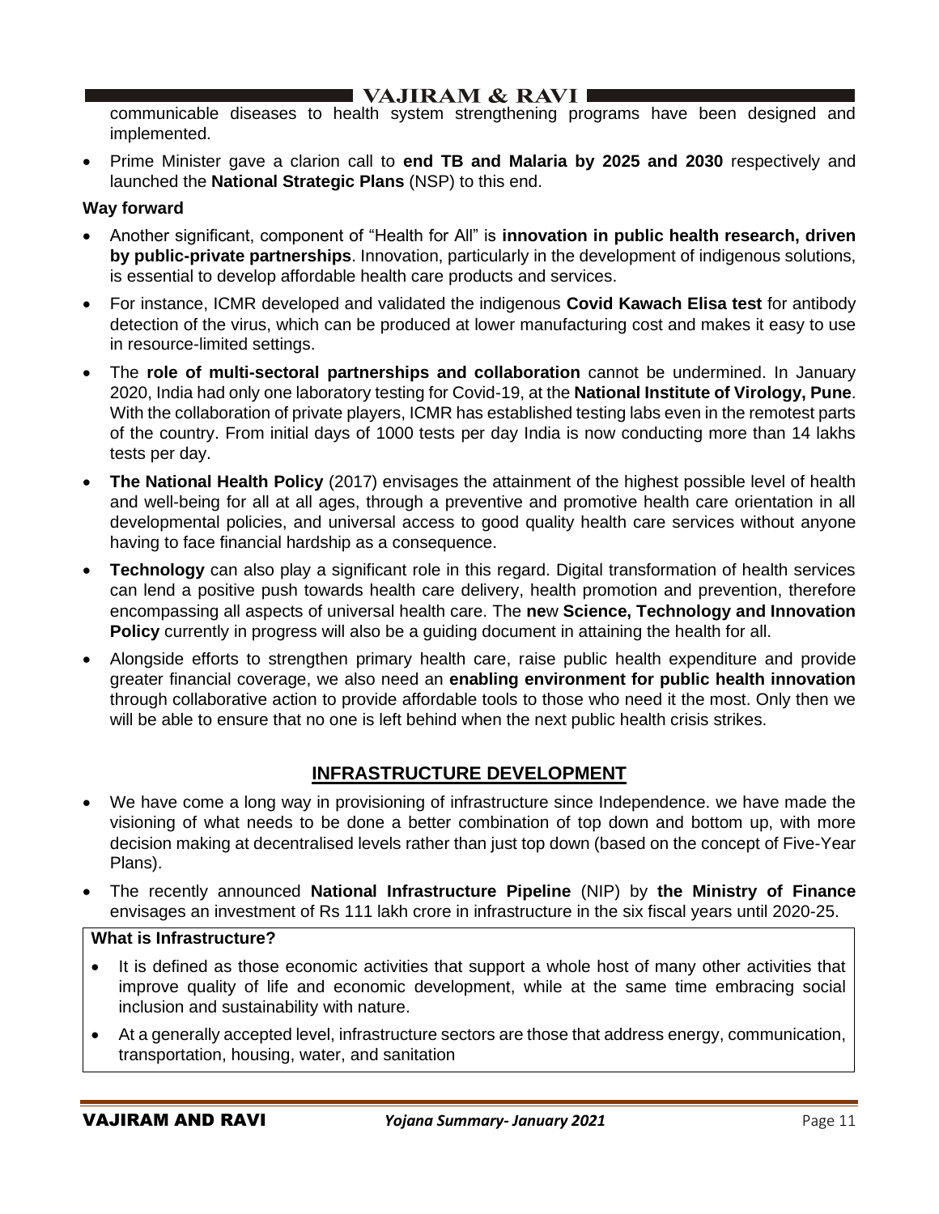communicable diseases to health system strengthening programs have been designed and implemented.

- Prime Minister gave a clarion call to **end TB and Malaria by 2025 and 2030** respectively and launched the **National Strategic Plans** (NSP) to this end.

**Way forward**

- Another significant, component of "Health for All" is **innovation in public health research, driven by public-private partnerships**. Innovation, particularly in the development of indigenous solutions, is essential to develop affordable health care products and services.
- For instance, ICMR developed and validated the indigenous **Covid Kawach Elisa test** for antibody detection of the virus, which can be produced at lower manufacturing cost and makes it easy to use in resource-limited settings.
- The **role of multi-sectoral partnerships and collaboration** cannot be undermined. In January 2020, India had only one laboratory testing for Covid-19, at the **National Institute of Virology, Pune**. With the collaboration of private players, ICMR has established testing labs even in the remotest parts of the country. From initial days of 1000 tests per day India is now conducting more than 14 lakhs tests per day.
- **The National Health Policy** (2017) envisages the attainment of the highest possible level of health and well-being for all at all ages, through a preventive and promotive health care orientation in all developmental policies, and universal access to good quality health care services without anyone having to face financial hardship as a consequence.
- **Technology** can also play a significant role in this regard. Digital transformation of health services can lend a positive push towards health care delivery, health promotion and prevention, therefore encompassing all aspects of universal health care. The **ne**w **Science, Technology and Innovation Policy** currently in progress will also be a guiding document in attaining the health for all.
- Alongside efforts to strengthen primary health care, raise public health expenditure and provide greater financial coverage, we also need an **enabling environment for public health innovation** through collaborative action to provide affordable tools to those who need it the most. Only then we will be able to ensure that no one is left behind when the next public health crisis strikes.

## INFRASTRUCTURE DEVELOPMENT

- We have come a long way in provisioning of infrastructure since Independence. we have made the visioning of what needs to be done a better combination of top down and bottom up, with more decision making at decentralised levels rather than just top down (based on the concept of Five-Year Plans).
- The recently announced **National Infrastructure Pipeline** (NIP) by **the Ministry of Finance** envisages an investment of Rs 111 lakh crore in infrastructure in the six fiscal years until 2020-25.

**What is Infrastructure?**

- It is defined as those economic activities that support a whole host of many other activities that improve quality of life and economic development, while at the same time embracing social inclusion and sustainability with nature.
- At a generally accepted level, infrastructure sectors are those that address energy, communication, transportation, housing, water, and sanitation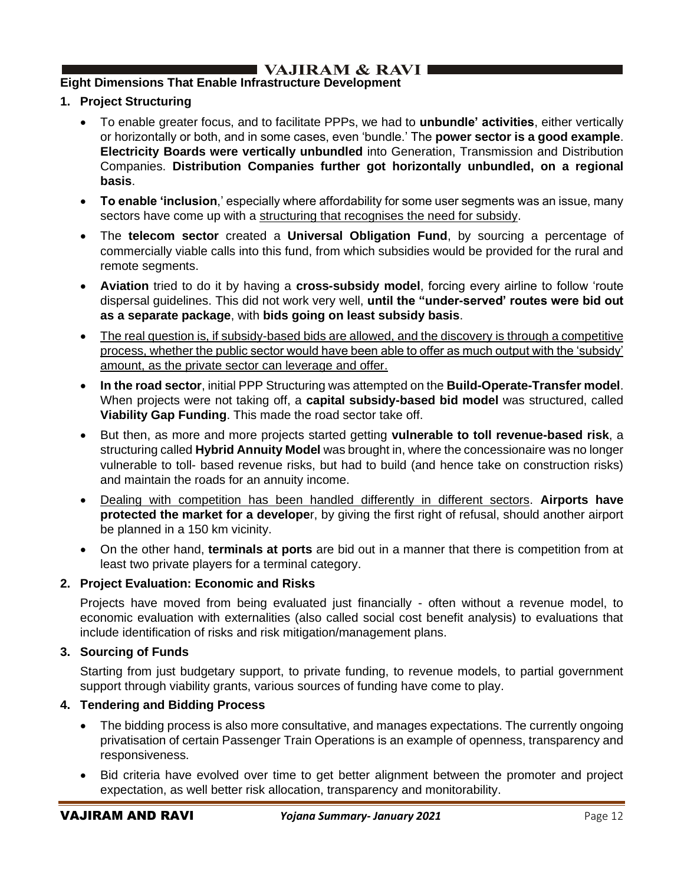**Eight Dimensions That Enable Infrastructure Development**

1. **Project Structuring**

    - To enable greater focus, and to facilitate PPPs, we had to **unbundle' activities**, either vertically or horizontally or both, and in some cases, even 'bundle.' The **power sector is a good example**. **Electricity Boards were vertically unbundled** into Generation, Transmission and Distribution Companies. **Distribution Companies further got horizontally unbundled, on a regional basis**.
    - **To enable 'inclusion**,' especially where affordability for some user segments was an issue, many sectors have come up with a structuring that recognises the need for subsidy.
    - The **telecom sector** created a **Universal Obligation Fund**, by sourcing a percentage of commercially viable calls into this fund, from which subsidies would be provided for the rural and remote segments.
    - **Aviation** tried to do it by having a **cross-subsidy model**, forcing every airline to follow 'route dispersal guidelines. This did not work very well, **until the "under-served' routes were bid out as a separate package**, with **bids going on least subsidy basis**.
    - The real question is, if subsidy-based bids are allowed, and the discovery is through a competitive process, whether the public sector would have been able to offer as much output with the 'subsidy' amount, as the private sector can leverage and offer.
    - **In the road sector**, initial PPP Structuring was attempted on the **Build-Operate-Transfer model**. When projects were not taking off, a **capital subsidy-based bid model** was structured, called **Viability Gap Funding**. This made the road sector take off.
    - But then, as more and more projects started getting **vulnerable to toll revenue-based risk**, a structuring called **Hybrid Annuity Model** was brought in, where the concessionaire was no longer vulnerable to toll- based revenue risks, but had to build (and hence take on construction risks) and maintain the roads for an annuity income.
    - Dealing with competition has been handled differently in different sectors. **Airports have protected the market for a develope**r, by giving the first right of refusal, should another airport be planned in a 150 km vicinity.
    - On the other hand, **terminals at ports** are bid out in a manner that there is competition from at least two private players for a terminal category.

2. **Project Evaluation: Economic and Risks**

    Projects have moved from being evaluated just financially - often without a revenue model, to economic evaluation with externalities (also called social cost benefit analysis) to evaluations that include identification of risks and risk mitigation/management plans.

3. **Sourcing of Funds**

    Starting from just budgetary support, to private funding, to revenue models, to partial government support through viability grants, various sources of funding have come to play.

4. **Tendering and Bidding Process**

    - The bidding process is also more consultative, and manages expectations. The currently ongoing privatisation of certain Passenger Train Operations is an example of openness, transparency and responsiveness.
    - Bid criteria have evolved over time to get better alignment between the promoter and project expectation, as well better risk allocation, transparency and monitorability.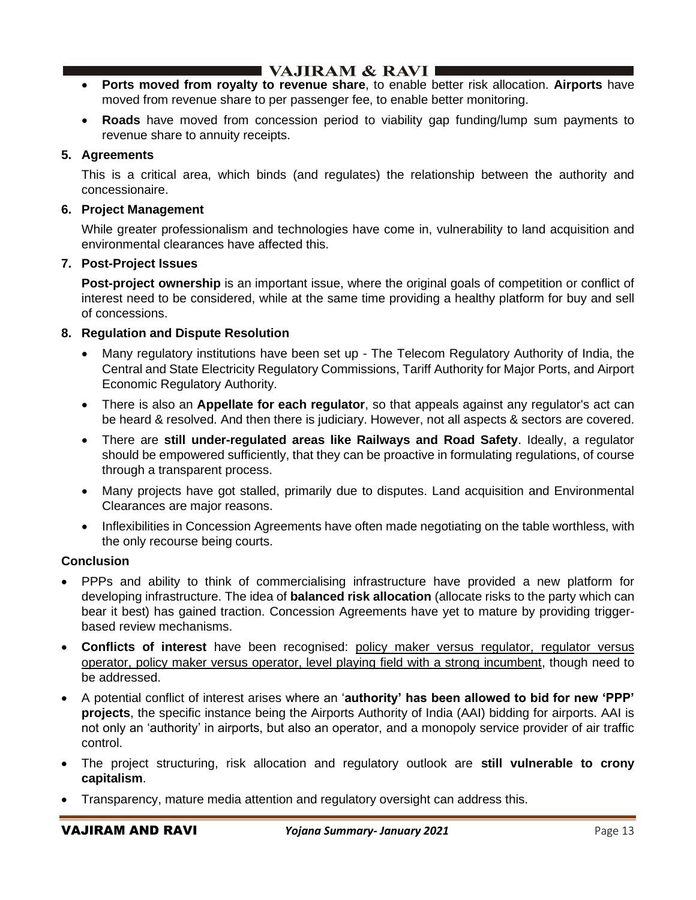- **Ports moved from royalty to revenue share**, to enable better risk allocation. **Airports** have moved from revenue share to per passenger fee, to enable better monitoring.
- **Roads** have moved from concession period to viability gap funding/lump sum payments to revenue share to annuity receipts.

**5. Agreements**

This is a critical area, which binds (and regulates) the relationship between the authority and concessionaire.

**6. Project Management**

While greater professionalism and technologies have come in, vulnerability to land acquisition and environmental clearances have affected this.

**7. Post-Project Issues**

**Post-project ownership** is an important issue, where the original goals of competition or conflict of interest need to be considered, while at the same time providing a healthy platform for buy and sell of concessions.

**8. Regulation and Dispute Resolution**

- Many regulatory institutions have been set up - The Telecom Regulatory Authority of India, the Central and State Electricity Regulatory Commissions, Tariff Authority for Major Ports, and Airport Economic Regulatory Authority.
- There is also an **Appellate for each regulator**, so that appeals against any regulator's act can be heard & resolved. And then there is judiciary. However, not all aspects & sectors are covered.
- There are **still under-regulated areas like Railways and Road Safety**. Ideally, a regulator should be empowered sufficiently, that they can be proactive in formulating regulations, of course through a transparent process.
- Many projects have got stalled, primarily due to disputes. Land acquisition and Environmental Clearances are major reasons.
- Inflexibilities in Concession Agreements have often made negotiating on the table worthless, with the only recourse being courts.

**Conclusion**

- PPPs and ability to think of commercialising infrastructure have provided a new platform for developing infrastructure. The idea of **balanced risk allocation** (allocate risks to the party which can bear it best) has gained traction. Concession Agreements have yet to mature by providing trigger-based review mechanisms.
- **Conflicts of interest** have been recognised: policy maker versus regulator, regulator versus operator, policy maker versus operator, level playing field with a strong incumbent, though need to be addressed.
- A potential conflict of interest arises where an '**authority' has been allowed to bid for new 'PPP' projects**, the specific instance being the Airports Authority of India (AAI) bidding for airports. AAI is not only an 'authority' in airports, but also an operator, and a monopoly service provider of air traffic control.
- The project structuring, risk allocation and regulatory outlook are **still vulnerable to crony capitalism**.
- Transparency, mature media attention and regulatory oversight can address this.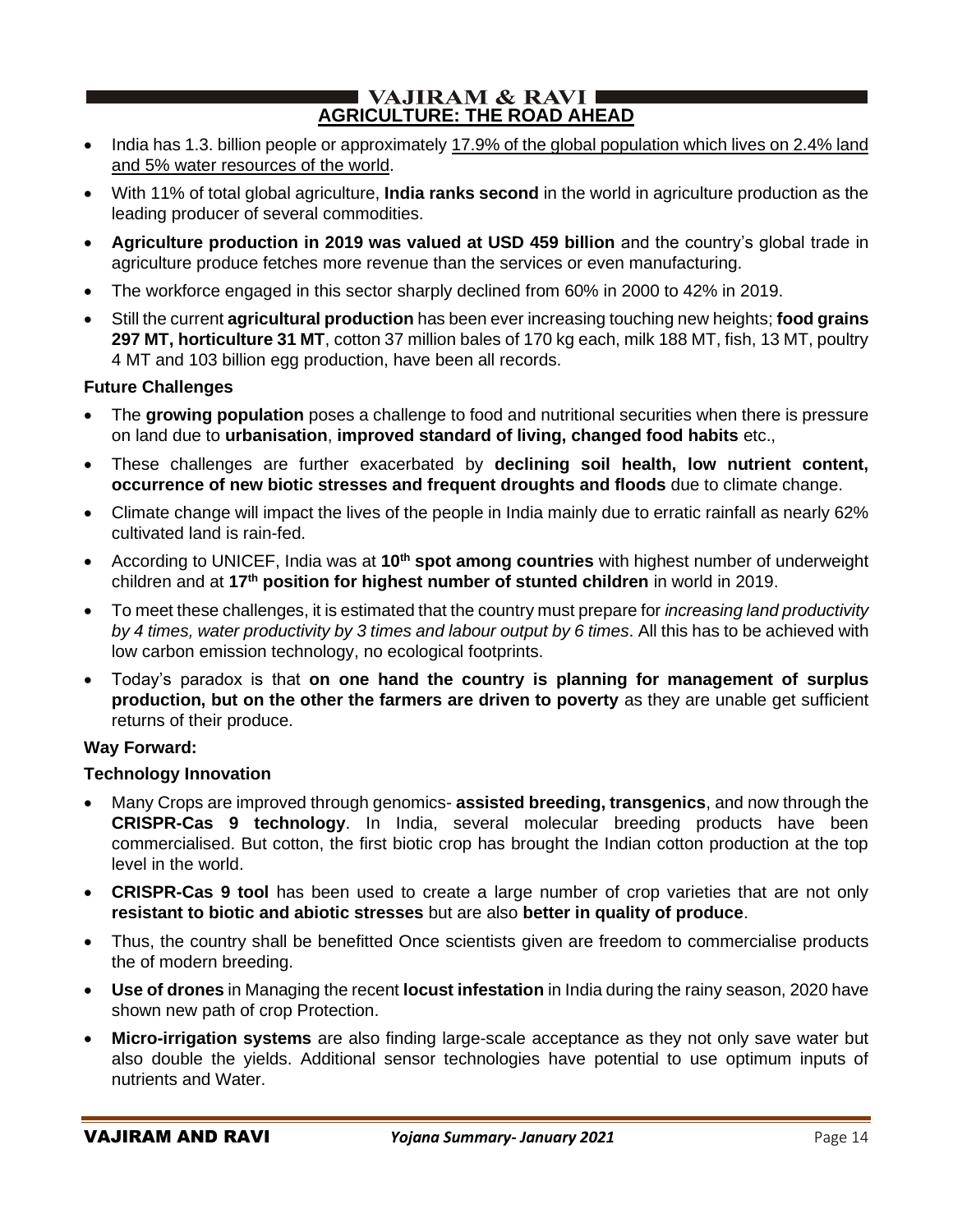## AGRICULTURE: THE ROAD AHEAD

- India has 1.3. billion people or approximately 17.9% of the global population which lives on 2.4% land and 5% water resources of the world.
- With 11% of total global agriculture, **India ranks second** in the world in agriculture production as the leading producer of several commodities.
- **Agriculture production in 2019 was valued at USD 459 billion** and the country's global trade in agriculture produce fetches more revenue than the services or even manufacturing.
- The workforce engaged in this sector sharply declined from 60% in 2000 to 42% in 2019.
- Still the current **agricultural production** has been ever increasing touching new heights; **food grains 297 MT, horticulture 31 MT**, cotton 37 million bales of 170 kg each, milk 188 MT, fish, 13 MT, poultry 4 MT and 103 billion egg production, have been all records.

### Future Challenges

- The **growing population** poses a challenge to food and nutritional securities when there is pressure on land due to **urbanisation**, **improved standard of living, changed food habits** etc.,
- These challenges are further exacerbated by **declining soil health, low nutrient content, occurrence of new biotic stresses and frequent droughts and floods** due to climate change.
- Climate change will impact the lives of the people in India mainly due to erratic rainfall as nearly 62% cultivated land is rain-fed.
- According to UNICEF, India was at **10th spot among countries** with highest number of underweight children and at **17th position for highest number of stunted children** in world in 2019.
- To meet these challenges, it is estimated that the country must prepare for *increasing land productivity by 4 times, water productivity by 3 times and labour output by 6 times*. All this has to be achieved with low carbon emission technology, no ecological footprints.
- Today's paradox is that **on one hand the country is planning for management of surplus production, but on the other the farmers are driven to poverty** as they are unable get sufficient returns of their produce.

### Way Forward:

#### Technology Innovation

- Many Crops are improved through genomics- **assisted breeding, transgenics**, and now through the **CRISPR-Cas 9 technology**. In India, several molecular breeding products have been commercialised. But cotton, the first biotic crop has brought the Indian cotton production at the top level in the world.
- **CRISPR-Cas 9 tool** has been used to create a large number of crop varieties that are not only **resistant to biotic and abiotic stresses** but are also **better in quality of produce**.
- Thus, the country shall be benefitted Once scientists given are freedom to commercialise products the of modern breeding.
- **Use of drones** in Managing the recent **locust infestation** in India during the rainy season, 2020 have shown new path of crop Protection.
- **Micro-irrigation systems** are also finding large-scale acceptance as they not only save water but also double the yields. Additional sensor technologies have potential to use optimum inputs of nutrients and Water.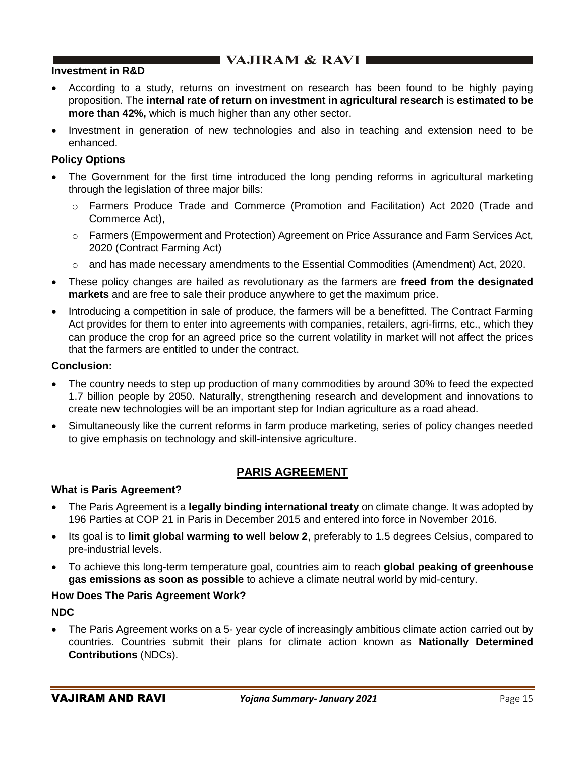**Investment in R&D**

- According to a study, returns on investment on research has been found to be highly paying proposition. The **internal rate of return on investment in agricultural research** is **estimated to be more than 42%,** which is much higher than any other sector.
- Investment in generation of new technologies and also in teaching and extension need to be enhanced.

**Policy Options**

- The Government for the first time introduced the long pending reforms in agricultural marketing through the legislation of three major bills:
  - Farmers Produce Trade and Commerce (Promotion and Facilitation) Act 2020 (Trade and Commerce Act),
  - Farmers (Empowerment and Protection) Agreement on Price Assurance and Farm Services Act, 2020 (Contract Farming Act)
  - and has made necessary amendments to the Essential Commodities (Amendment) Act, 2020.
- These policy changes are hailed as revolutionary as the farmers are **freed from the designated markets** and are free to sale their produce anywhere to get the maximum price.
- Introducing a competition in sale of produce, the farmers will be a benefitted. The Contract Farming Act provides for them to enter into agreements with companies, retailers, agri-firms, etc., which they can produce the crop for an agreed price so the current volatility in market will not affect the prices that the farmers are entitled to under the contract.

**Conclusion:**

- The country needs to step up production of many commodities by around 30% to feed the expected 1.7 billion people by 2050. Naturally, strengthening research and development and innovations to create new technologies will be an important step for Indian agriculture as a road ahead.
- Simultaneously like the current reforms in farm produce marketing, series of policy changes needed to give emphasis on technology and skill-intensive agriculture.

## PARIS AGREEMENT

**What is Paris Agreement?**

- The Paris Agreement is a **legally binding international treaty** on climate change. It was adopted by 196 Parties at COP 21 in Paris in December 2015 and entered into force in November 2016.
- Its goal is to **limit global warming to well below 2**, preferably to 1.5 degrees Celsius, compared to pre-industrial levels.
- To achieve this long-term temperature goal, countries aim to reach **global peaking of greenhouse gas emissions as soon as possible** to achieve a climate neutral world by mid-century.

**How Does The Paris Agreement Work?**

**NDC**

- The Paris Agreement works on a 5- year cycle of increasingly ambitious climate action carried out by countries. Countries submit their plans for climate action known as **Nationally Determined Contributions** (NDCs).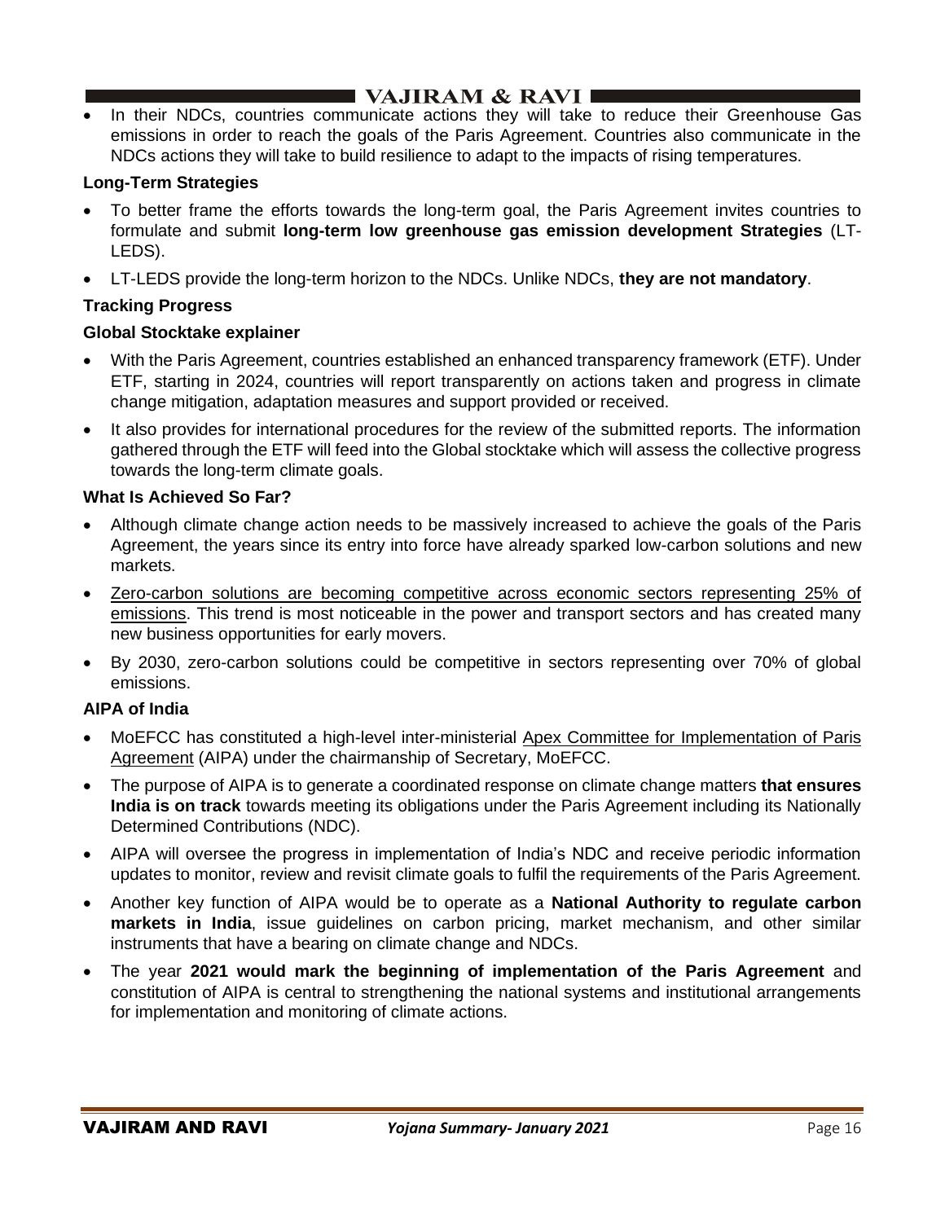- In their NDCs, countries communicate actions they will take to reduce their Greenhouse Gas emissions in order to reach the goals of the Paris Agreement. Countries also communicate in the NDCs actions they will take to build resilience to adapt to the impacts of rising temperatures.

**Long-Term Strategies**

- To better frame the efforts towards the long-term goal, the Paris Agreement invites countries to formulate and submit **long-term low greenhouse gas emission development Strategies** (LT-LEDS).
- LT-LEDS provide the long-term horizon to the NDCs. Unlike NDCs, **they are not mandatory**.

**Tracking Progress**

**Global Stocktake explainer**

- With the Paris Agreement, countries established an enhanced transparency framework (ETF). Under ETF, starting in 2024, countries will report transparently on actions taken and progress in climate change mitigation, adaptation measures and support provided or received.
- It also provides for international procedures for the review of the submitted reports. The information gathered through the ETF will feed into the Global stocktake which will assess the collective progress towards the long-term climate goals.

**What Is Achieved So Far?**

- Although climate change action needs to be massively increased to achieve the goals of the Paris Agreement, the years since its entry into force have already sparked low-carbon solutions and new markets.
- Zero-carbon solutions are becoming competitive across economic sectors representing 25% of emissions. This trend is most noticeable in the power and transport sectors and has created many new business opportunities for early movers.
- By 2030, zero-carbon solutions could be competitive in sectors representing over 70% of global emissions.

**AIPA of India**

- MoEFCC has constituted a high-level inter-ministerial Apex Committee for Implementation of Paris Agreement (AIPA) under the chairmanship of Secretary, MoEFCC.
- The purpose of AIPA is to generate a coordinated response on climate change matters **that ensures India is on track** towards meeting its obligations under the Paris Agreement including its Nationally Determined Contributions (NDC).
- AIPA will oversee the progress in implementation of India's NDC and receive periodic information updates to monitor, review and revisit climate goals to fulfil the requirements of the Paris Agreement.
- Another key function of AIPA would be to operate as a **National Authority to regulate carbon markets in India**, issue guidelines on carbon pricing, market mechanism, and other similar instruments that have a bearing on climate change and NDCs.
- The year **2021 would mark the beginning of implementation of the Paris Agreement** and constitution of AIPA is central to strengthening the national systems and institutional arrangements for implementation and monitoring of climate actions.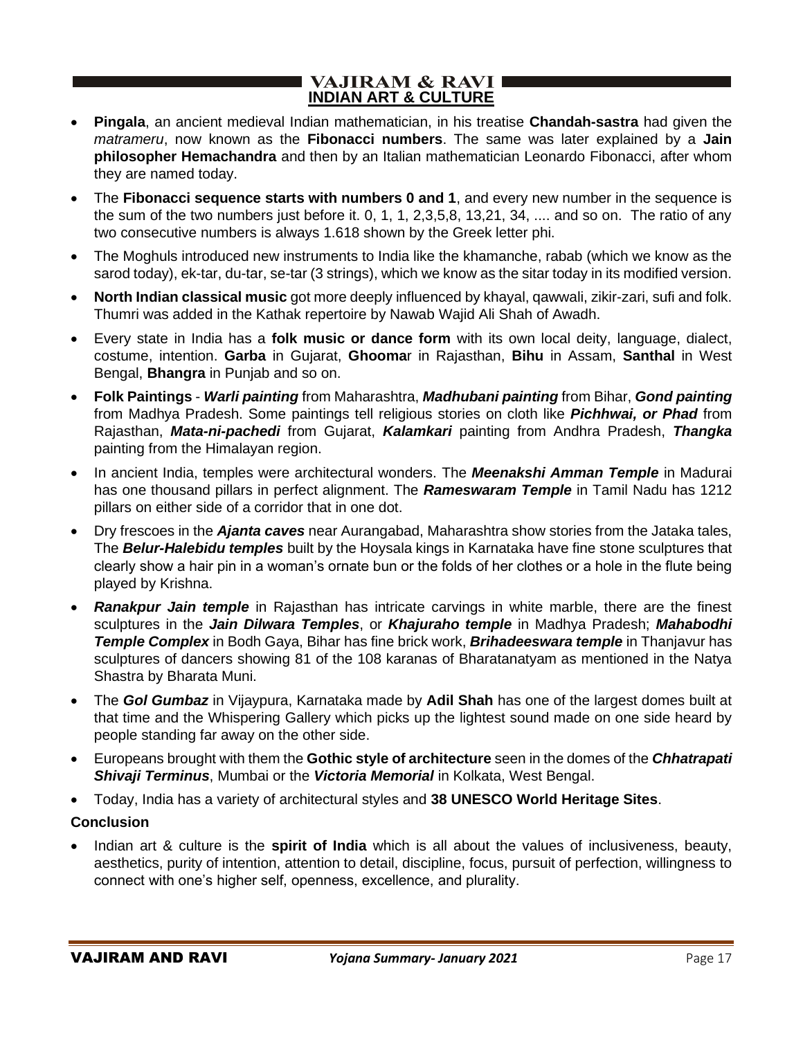- **Pingala**, an ancient medieval Indian mathematician, in his treatise **Chandah-sastra** had given the *matrameru*, now known as the **Fibonacci numbers**. The same was later explained by a **Jain philosopher Hemachandra** and then by an Italian mathematician Leonardo Fibonacci, after whom they are named today.
- The **Fibonacci sequence starts with numbers 0 and 1**, and every new number in the sequence is the sum of the two numbers just before it. 0, 1, 1, 2,3,5,8, 13,21, 34, .... and so on. The ratio of any two consecutive numbers is always 1.618 shown by the Greek letter phi.
- The Moghuls introduced new instruments to India like the khamanche, rabab (which we know as the sarod today), ek-tar, du-tar, se-tar (3 strings), which we know as the sitar today in its modified version.
- **North Indian classical music** got more deeply influenced by khayal, qawwali, zikir-zari, sufi and folk. Thumri was added in the Kathak repertoire by Nawab Wajid Ali Shah of Awadh.
- Every state in India has a **folk music or dance form** with its own local deity, language, dialect, costume, intention. **Garba** in Gujarat, **Ghooma**r in Rajasthan, **Bihu** in Assam, **Santhal** in West Bengal, **Bhangra** in Punjab and so on.
- **Folk Paintings** - ***Warli painting*** from Maharashtra, ***Madhubani painting*** from Bihar, ***Gond painting*** from Madhya Pradesh. Some paintings tell religious stories on cloth like ***Pichhwai, or Phad*** from Rajasthan, ***Mata-ni-pachedi*** from Gujarat, ***Kalamkari*** painting from Andhra Pradesh, ***Thangka*** painting from the Himalayan region.
- In ancient India, temples were architectural wonders. The ***Meenakshi Amman Temple*** in Madurai has one thousand pillars in perfect alignment. The ***Rameswaram Temple*** in Tamil Nadu has 1212 pillars on either side of a corridor that in one dot.
- Dry frescoes in the ***Ajanta caves*** near Aurangabad, Maharashtra show stories from the Jataka tales, The ***Belur-Halebidu temples*** built by the Hoysala kings in Karnataka have fine stone sculptures that clearly show a hair pin in a woman's ornate bun or the folds of her clothes or a hole in the flute being played by Krishna.
- ***Ranakpur Jain temple*** in Rajasthan has intricate carvings in white marble, there are the finest sculptures in the ***Jain Dilwara Temples***, or ***Khajuraho temple*** in Madhya Pradesh; ***Mahabodhi Temple Complex*** in Bodh Gaya, Bihar has fine brick work, ***Brihadeeswara temple*** in Thanjavur has sculptures of dancers showing 81 of the 108 karanas of Bharatanatyam as mentioned in the Natya Shastra by Bharata Muni.
- The ***Gol Gumbaz*** in Vijaypura, Karnataka made by **Adil Shah** has one of the largest domes built at that time and the Whispering Gallery which picks up the lightest sound made on one side heard by people standing far away on the other side.
- Europeans brought with them the **Gothic style of architecture** seen in the domes of the ***Chhatrapati Shivaji Terminus***, Mumbai or the ***Victoria Memorial*** in Kolkata, West Bengal.
- Today, India has a variety of architectural styles and **38 UNESCO World Heritage Sites**.

**Conclusion**

- Indian art & culture is the **spirit of India** which is all about the values of inclusiveness, beauty, aesthetics, purity of intention, attention to detail, discipline, focus, pursuit of perfection, willingness to connect with one's higher self, openness, excellence, and plurality.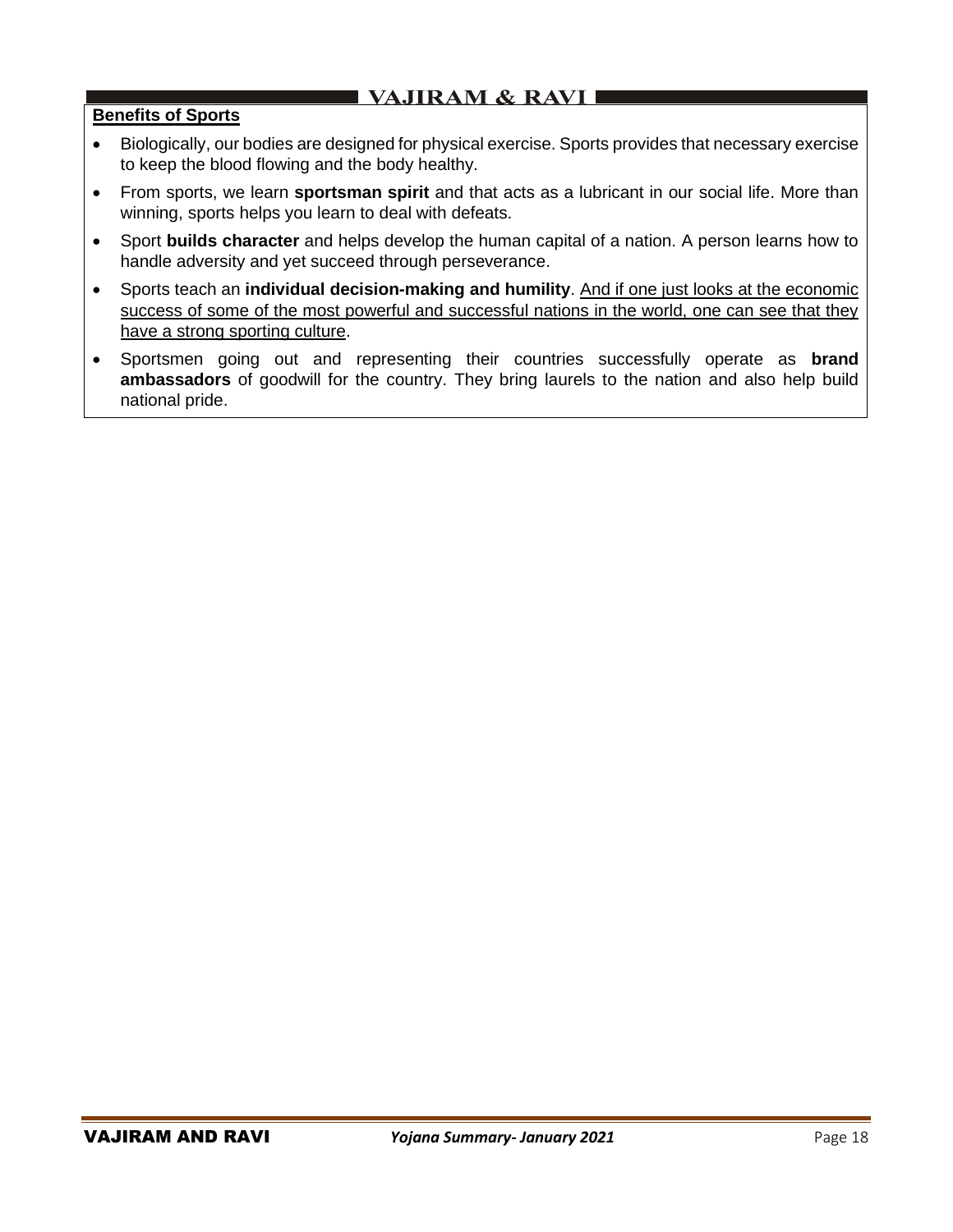**Benefits of Sports**

- Biologically, our bodies are designed for physical exercise. Sports provides that necessary exercise to keep the blood flowing and the body healthy.
- From sports, we learn **sportsman spirit** and that acts as a lubricant in our social life. More than winning, sports helps you learn to deal with defeats.
- Sport **builds character** and helps develop the human capital of a nation. A person learns how to handle adversity and yet succeed through perseverance.
- Sports teach an **individual decision-making and humility**. <u>And if one just looks at the economic success of some of the most powerful and successful nations in the world, one can see that they have a strong sporting culture</u>.
- Sportsmen going out and representing their countries successfully operate as **brand ambassadors** of goodwill for the country. They bring laurels to the nation and also help build national pride.